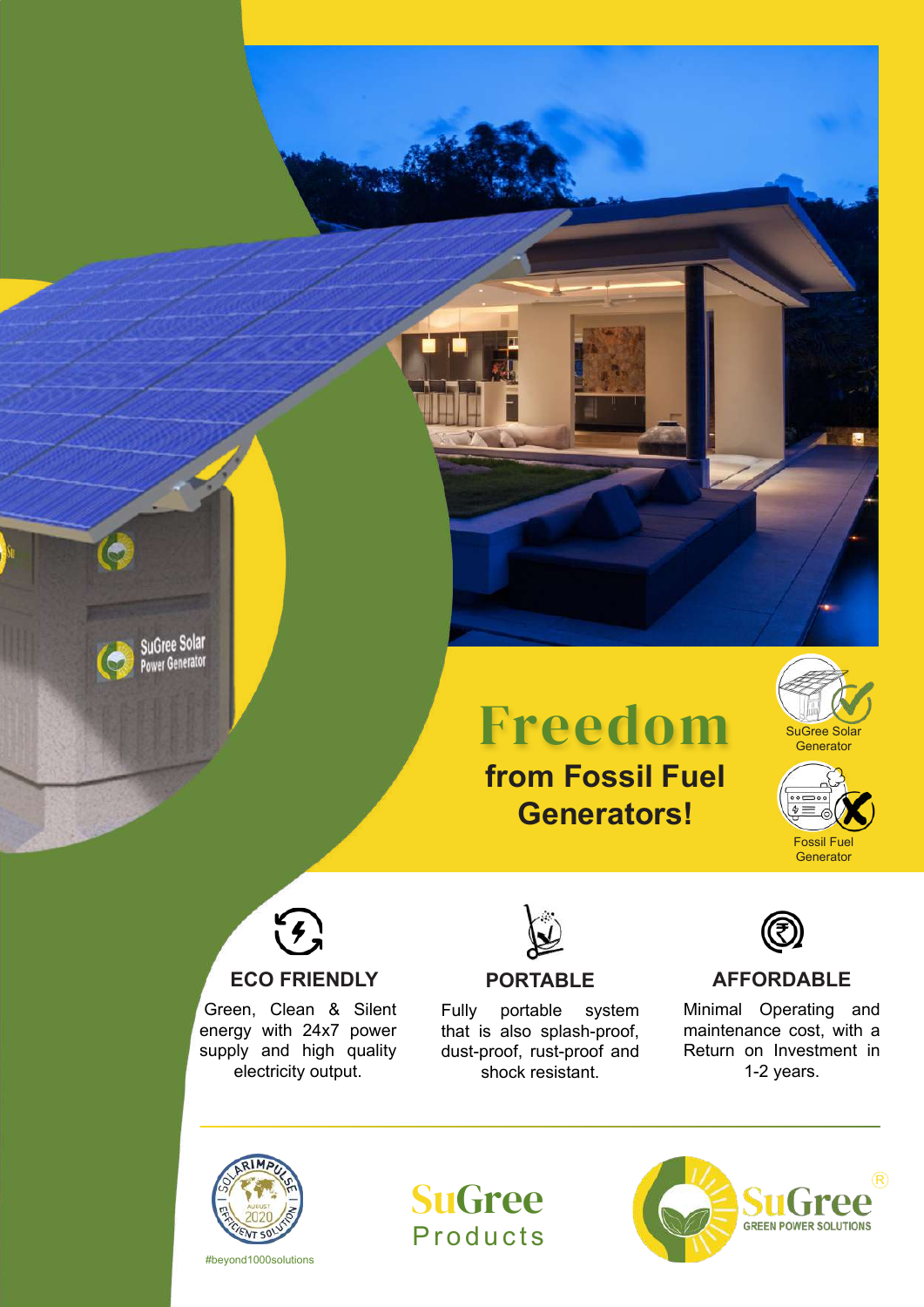# Freedom

## from Fossil Fuel Generators!

SuGree Solar Generator

Fossil Fuel Generator

### ECO FRIENDLY

Green, Clean & Silent energy with 24x7 power supply and high quality electricity output.

### PORTABLE

Fully portable system that is also splash-proof, dust-proof, rust-proof and shock resistant.

### AFFORDABLE

Minimal Operating and maintenance cost, with a Return on Investment in 1-2 years.

SOLARIMPULSE EFFICIENT SOLUTION AUGUST 2020

#beyond1000solutions

SuGree Products

SuGree® GREEN POWER SOLUTIONS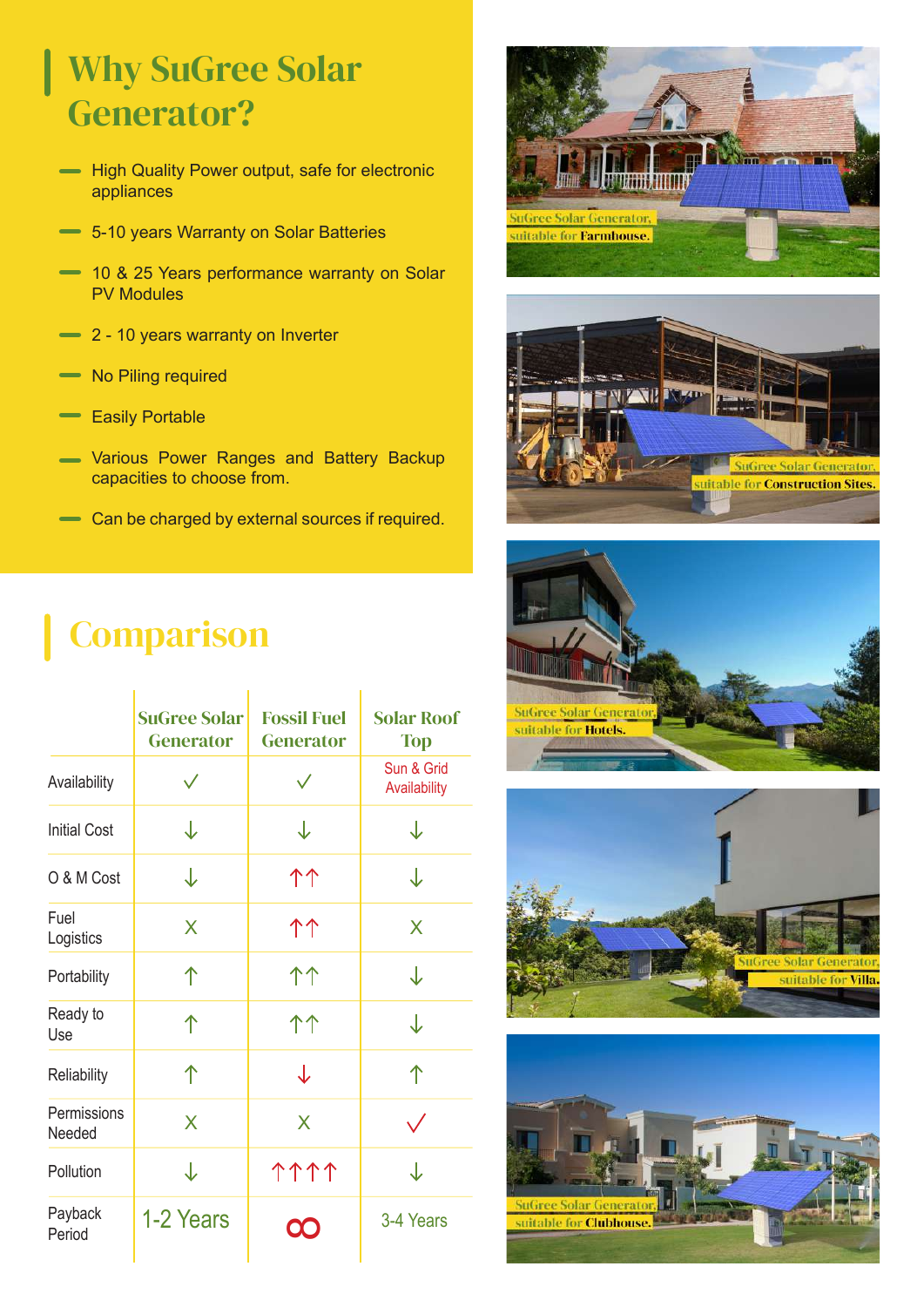# Why SuGree Solar Generator?

- High Quality Power output, safe for electronic appliances
- 5-10 years Warranty on Solar Batteries
- 10 & 25 Years performance warranty on Solar PV Modules
- 2 - 10 years warranty on Inverter
- No Piling required
- Easily Portable
- Various Power Ranges and Battery Backup capacities to choose from.
- Can be charged by external sources if required.

SuGree Solar Generator, suitable for Farmhouse.

SuGree Solar Generator, suitable for Construction Sites.

SuGree Solar Generator, suitable for Hotels.

SuGree Solar Generator, suitable for Villa.

SuGree Solar Generator, suitable for Clubhouse.

# Comparison

| | SuGree Solar Generator | Fossil Fuel Generator | Solar Roof Top |
|---|---|---|---|
| Availability | ✓ | ✓ | Sun & Grid Availability |
| Initial Cost | ↓ | ↓ | ↓ |
| O & M Cost | ↓ | ↑↑ | ↓ |
| Fuel Logistics | X | ↑↑ | X |
| Portability | ↑ | ↑↑ | ↓ |
| Ready to Use | ↑ | ↑↑ | ↓ |
| Reliability | ↑ | ↓ | ↑ |
| Permissions Needed | X | X | ✓ |
| Pollution | ↓ | ↑↑↑↑ | ↓ |
| Payback Period | 1-2 Years | ∞ | 3-4 Years |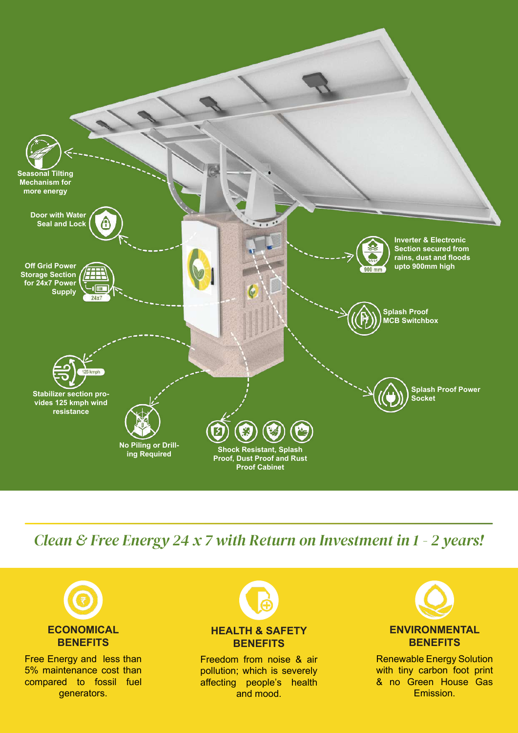Seasonal Tilting Mechanism for more energy

Door with Water Seal and Lock

Off Grid Power Storage Section for 24x7 Power Supply

Stabilizer section provides 125 kmph wind resistance

No Piling or Drilling Required

Shock Resistant, Splash Proof, Dust Proof and Rust Proof Cabinet

Inverter & Electronic Section secured from rains, dust and floods upto 900mm high

Splash Proof MCB Switchbox

Splash Proof Power Socket

## *Clean & Free Energy 24 x 7 with Return on Investment in 1 - 2 years!*

### ECONOMICAL BENEFITS

Free Energy and less than 5% maintenance cost than compared to fossil fuel generators.

### HEALTH & SAFETY BENEFITS

Freedom from noise & air pollution; which is severely affecting people's health and mood.

### ENVIRONMENTAL BENEFITS

Renewable Energy Solution with tiny carbon foot print & no Green House Gas Emission.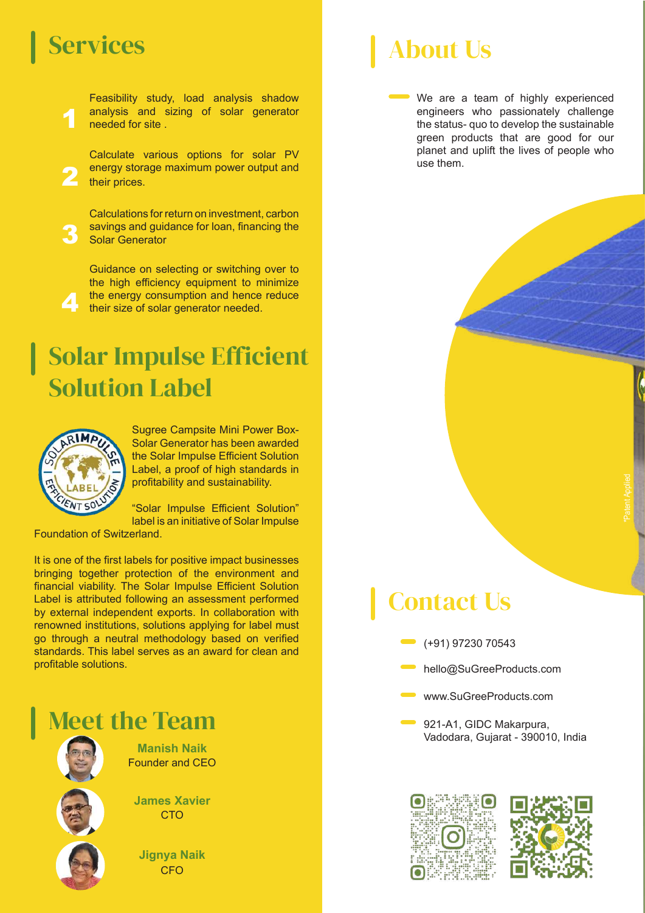## Services

1. Feasibility study, load analysis shadow analysis and sizing of solar generator needed for site .

2. Calculate various options for solar PV energy storage maximum power output and their prices.

3. Calculations for return on investment, carbon savings and guidance for loan, financing the Solar Generator

4. Guidance on selecting or switching over to the high efficiency equipment to minimize the energy consumption and hence reduce their size of solar generator needed.

## Solar Impulse Efficient Solution Label

Sugree Campsite Mini Power Box- Solar Generator has been awarded the Solar Impulse Efficient Solution Label, a proof of high standards in profitability and sustainability.

"Solar Impulse Efficient Solution" label is an initiative of Solar Impulse Foundation of Switzerland.

It is one of the first labels for positive impact businesses bringing together protection of the environment and financial viability. The Solar Impulse Efficient Solution Label is attributed following an assessment performed by external independent exports. In collaboration with renowned institutions, solutions applying for label must go through a neutral methodology based on verified standards. This label serves as an award for clean and profitable solutions.

## Meet the Team

**Manish Naik**
Founder and CEO

**James Xavier**
CTO

**Jignya Naik**
CFO

## About Us

We are a team of highly experienced engineers who passionately challenge the status- quo to develop the sustainable green products that are good for our planet and uplift the lives of people who use them.

*Patent Applied

## Contact Us

- (+91) 97230 70543
- hello@SuGreeProducts.com
- www.SuGreeProducts.com
- 921-A1, GIDC Makarpura, Vadodara, Gujarat - 390010, India